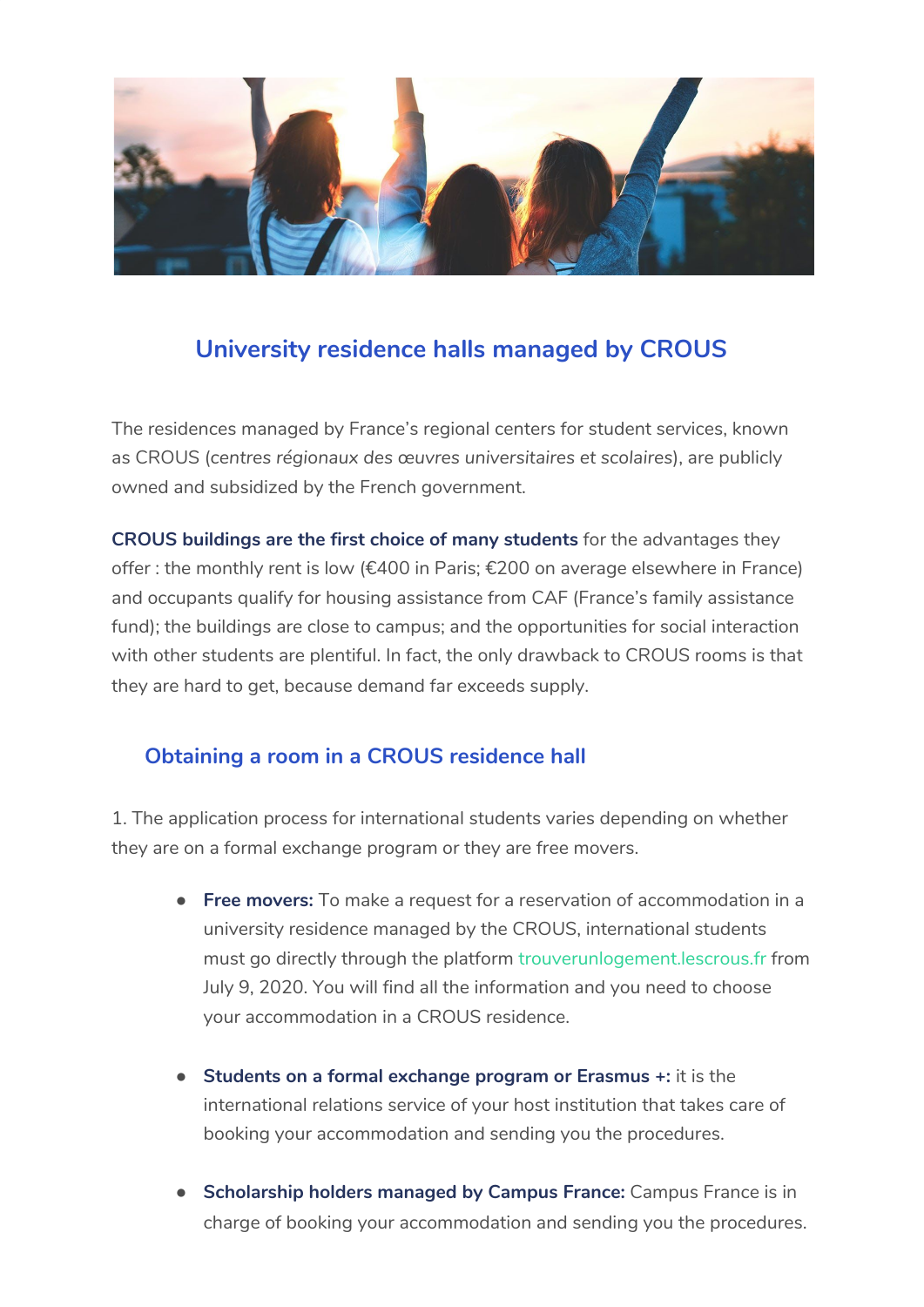## University residence halls managed by CROUS

The residences managed by France's regional centers for student services, known as CROUS (*centres régionaux des œuvres universitaires et scolaires*), are publicly owned and subsidized by the French government.

**CROUS buildings are the first choice of many students** for the advantages they offer : the monthly rent is low (€400 in Paris; €200 on average elsewhere in France) and occupants qualify for housing assistance from CAF (France's family assistance fund); the buildings are close to campus; and the opportunities for social interaction with other students are plentiful. In fact, the only drawback to CROUS rooms is that they are hard to get, because demand far exceeds supply.

### Obtaining a room in a CROUS residence hall

1. The application process for international students varies depending on whether they are on a formal exchange program or they are free movers.

- **Free movers:** To make a request for a reservation of accommodation in a university residence managed by the CROUS, international students must go directly through the platform trouverunlogement.lescrous.fr from July 9, 2020. You will find all the information and you need to choose your accommodation in a CROUS residence.

- **Students on a formal exchange program or Erasmus +:** it is the international relations service of your host institution that takes care of booking your accommodation and sending you the procedures.

- **Scholarship holders managed by Campus France:** Campus France is in charge of booking your accommodation and sending you the procedures.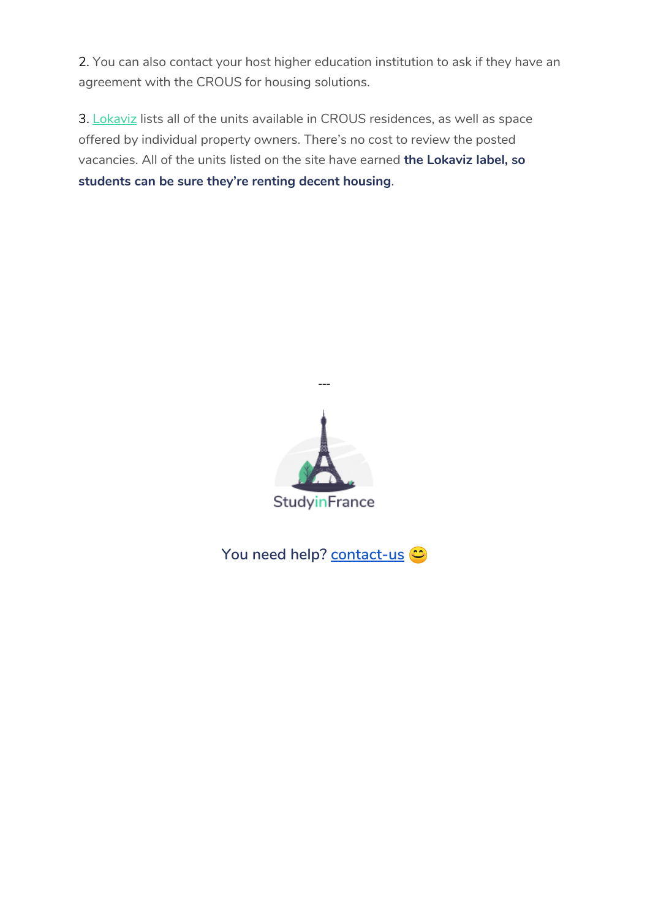2. You can also contact your host higher education institution to ask if they have an agreement with the CROUS for housing solutions.

3. Lokaviz lists all of the units available in CROUS residences, as well as space offered by individual property owners. There's no cost to review the posted vacancies. All of the units listed on the site have earned **the Lokaviz label, so students can be sure they're renting decent housing**.

---

StudyinFrance

You need help? contact-us 😊